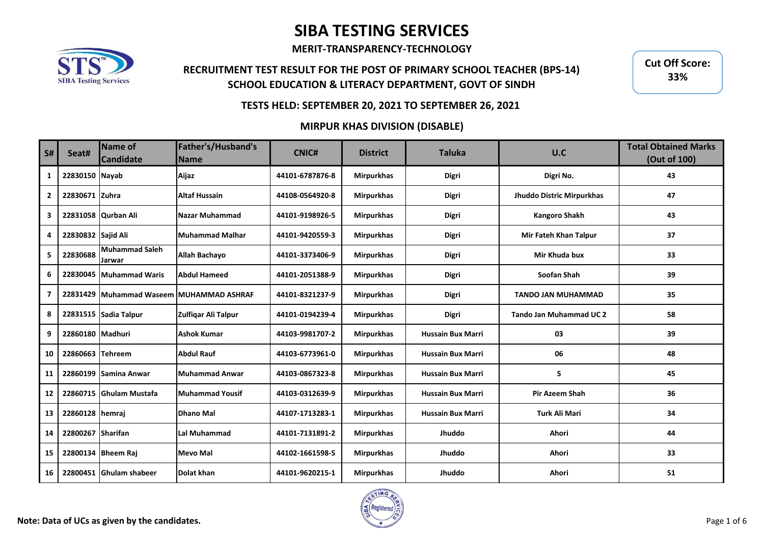# SIBA TESTING SERVICES

**MERIT-TRANSPARENCY-TECHNOLOGY**

## RECRUITMENT TEST RESULT FOR THE POST OF PRIMARY SCHOOL TEACHER (BPS-14)
## SCHOOL EDUCATION & LITERACY DEPARTMENT, GOVT OF SINDH

**Cut Off Score: 33%**

### TESTS HELD: SEPTEMBER 20, 2021 TO SEPTEMBER 26, 2021

### MIRPUR KHAS DIVISION (DISABLE)

| S# | Seat# | Name of Candidate | Father's/Husband's Name | CNIC# | District | Taluka | U.C | Total Obtained Marks (Out of 100) |
|---|---|---|---|---|---|---|---|---|
| 1 | 22830150 | Nayab | Aijaz | 44101-6787876-8 | Mirpurkhas | Digri | Digri No. | 43 |
| 2 | 22830671 | Zuhra | Altaf Hussain | 44108-0564920-8 | Mirpurkhas | Digri | Jhuddo Distric Mirpurkhas | 47 |
| 3 | 22831058 | Qurban Ali | Nazar Muhammad | 44101-9198926-5 | Mirpurkhas | Digri | Kangoro Shakh | 43 |
| 4 | 22830832 | Sajid Ali | Muhammad Malhar | 44101-9420559-3 | Mirpurkhas | Digri | Mir Fateh Khan Talpur | 37 |
| 5 | 22830688 | Muhammad Saleh Jarwar | Allah Bachayo | 44101-3373406-9 | Mirpurkhas | Digri | Mir Khuda bux | 33 |
| 6 | 22830045 | Muhammad Waris | Abdul Hameed | 44101-2051388-9 | Mirpurkhas | Digri | Soofan Shah | 39 |
| 7 | 22831429 | Muhammad Waseem | MUHAMMAD ASHRAF | 44101-8321237-9 | Mirpurkhas | Digri | TANDO JAN MUHAMMAD | 35 |
| 8 | 22831515 | Sadia Talpur | Zulfiqar Ali Talpur | 44101-0194239-4 | Mirpurkhas | Digri | Tando Jan Muhammad UC 2 | 58 |
| 9 | 22860180 | Madhuri | Ashok Kumar | 44103-9981707-2 | Mirpurkhas | Hussain Bux Marri | 03 | 39 |
| 10 | 22860663 | Tehreem | Abdul Rauf | 44103-6773961-0 | Mirpurkhas | Hussain Bux Marri | 06 | 48 |
| 11 | 22860199 | Samina Anwar | Muhammad Anwar | 44103-0867323-8 | Mirpurkhas | Hussain Bux Marri | 5 | 45 |
| 12 | 22860715 | Ghulam Mustafa | Muhammad Yousif | 44103-0312639-9 | Mirpurkhas | Hussain Bux Marri | Pir Azeem Shah | 36 |
| 13 | 22860128 | hemraj | Dhano Mal | 44107-1713283-1 | Mirpurkhas | Hussain Bux Marri | Turk Ali Mari | 34 |
| 14 | 22800267 | Sharifan | Lal Muhammad | 44101-7131891-2 | Mirpurkhas | Jhuddo | Ahori | 44 |
| 15 | 22800134 | Bheem Raj | Mevo Mal | 44102-1661598-5 | Mirpurkhas | Jhuddo | Ahori | 33 |
| 16 | 22800451 | Ghulam shabeer | Dolat khan | 44101-9620215-1 | Mirpurkhas | Jhuddo | Ahori | 51 |

**Note: Data of UCs as given by the candidates.**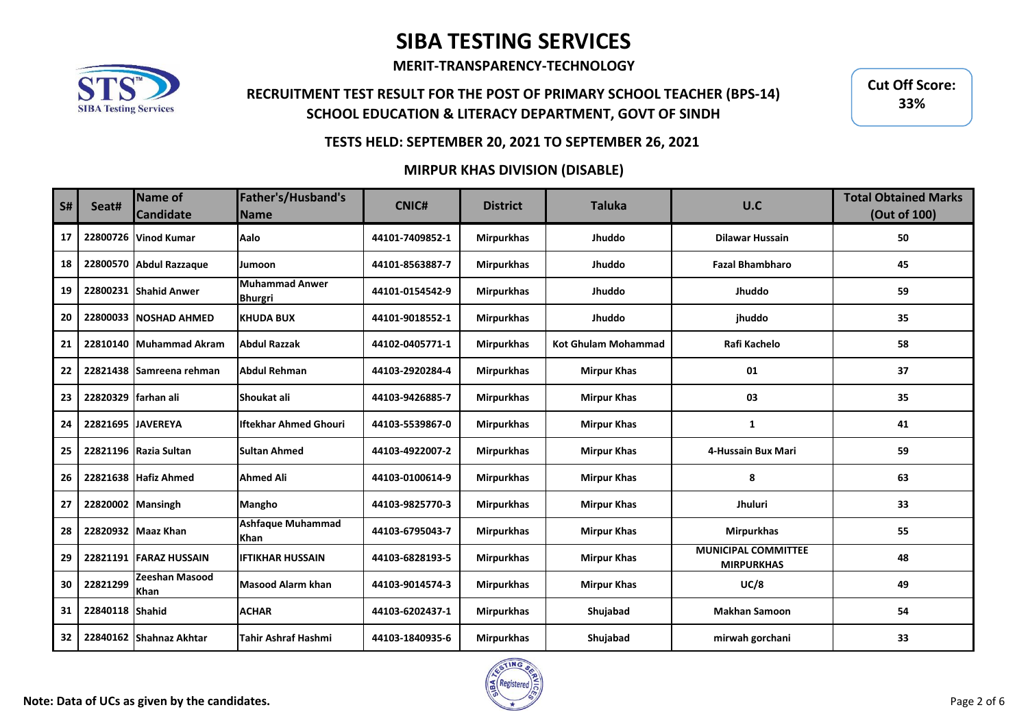# SIBA TESTING SERVICES

**MERIT-TRANSPARENCY-TECHNOLOGY**

**RECRUITMENT TEST RESULT FOR THE POST OF PRIMARY SCHOOL TEACHER (BPS-14)**
**SCHOOL EDUCATION & LITERACY DEPARTMENT, GOVT OF SINDH**

**Cut Off Score: 33%**

**TESTS HELD: SEPTEMBER 20, 2021 TO SEPTEMBER 26, 2021**

**MIRPUR KHAS DIVISION (DISABLE)**

| S# | Seat# | Name of Candidate | Father's/Husband's Name | CNIC# | District | Taluka | U.C | Total Obtained Marks (Out of 100) |
|---|---|---|---|---|---|---|---|---|
| 17 | 22800726 | Vinod Kumar | Aalo | 44101-7409852-1 | Mirpurkhas | Jhuddo | Dilawar Hussain | 50 |
| 18 | 22800570 | Abdul Razzaque | Jumoon | 44101-8563887-7 | Mirpurkhas | Jhuddo | Fazal Bhambharo | 45 |
| 19 | 22800231 | Shahid Anwer | Muhammad Anwer Bhurgri | 44101-0154542-9 | Mirpurkhas | Jhuddo | Jhuddo | 59 |
| 20 | 22800033 | NOSHAD AHMED | KHUDA BUX | 44101-9018552-1 | Mirpurkhas | Jhuddo | jhuddo | 35 |
| 21 | 22810140 | Muhammad Akram | Abdul Razzak | 44102-0405771-1 | Mirpurkhas | Kot Ghulam Mohammad | Rafi Kachelo | 58 |
| 22 | 22821438 | Samreena rehman | Abdul Rehman | 44103-2920284-4 | Mirpurkhas | Mirpur Khas | 01 | 37 |
| 23 | 22820329 | farhan ali | Shoukat ali | 44103-9426885-7 | Mirpurkhas | Mirpur Khas | 03 | 35 |
| 24 | 22821695 | JAVEREYA | Iftekhar Ahmed Ghouri | 44103-5539867-0 | Mirpurkhas | Mirpur Khas | 1 | 41 |
| 25 | 22821196 | Razia Sultan | Sultan Ahmed | 44103-4922007-2 | Mirpurkhas | Mirpur Khas | 4-Hussain Bux Mari | 59 |
| 26 | 22821638 | Hafiz Ahmed | Ahmed Ali | 44103-0100614-9 | Mirpurkhas | Mirpur Khas | 8 | 63 |
| 27 | 22820002 | Mansingh | Mangho | 44103-9825770-3 | Mirpurkhas | Mirpur Khas | Jhuluri | 33 |
| 28 | 22820932 | Maaz Khan | Ashfaque Muhammad Khan | 44103-6795043-7 | Mirpurkhas | Mirpur Khas | Mirpurkhas | 55 |
| 29 | 22821191 | FARAZ HUSSAIN | IFTIKHAR HUSSAIN | 44103-6828193-5 | Mirpurkhas | Mirpur Khas | MUNICIPAL COMMITTEE MIRPURKHAS | 48 |
| 30 | 22821299 | Zeeshan Masood Khan | Masood Alarm khan | 44103-9014574-3 | Mirpurkhas | Mirpur Khas | UC/8 | 49 |
| 31 | 22840118 | Shahid | ACHAR | 44103-6202437-1 | Mirpurkhas | Shujabad | Makhan Samoon | 54 |
| 32 | 22840162 | Shahnaz Akhtar | Tahir Ashraf Hashmi | 44103-1840935-6 | Mirpurkhas | Shujabad | mirwah gorchani | 33 |

**Note: Data of UCs as given by the candidates.**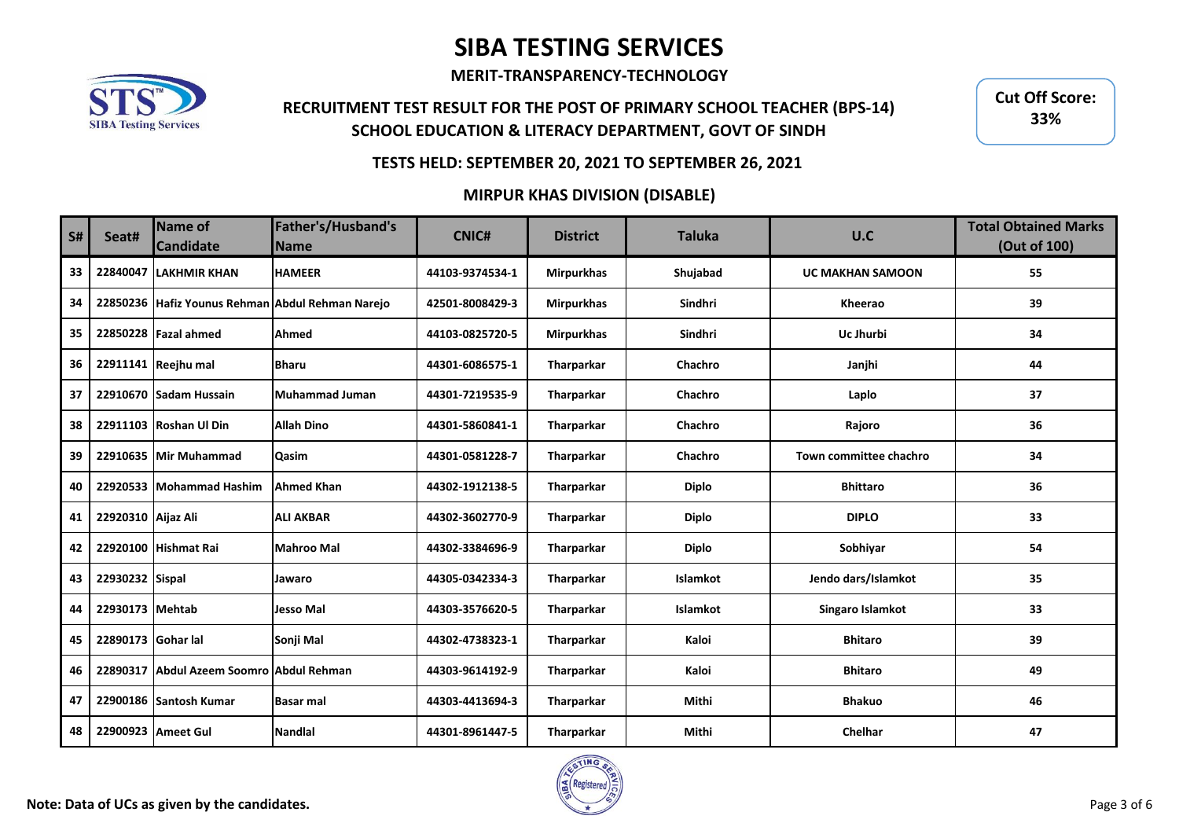# SIBA TESTING SERVICES

**MERIT-TRANSPARENCY-TECHNOLOGY**

## RECRUITMENT TEST RESULT FOR THE POST OF PRIMARY SCHOOL TEACHER (BPS-14)
## SCHOOL EDUCATION & LITERACY DEPARTMENT, GOVT OF SINDH

**Cut Off Score: 33%**

### TESTS HELD: SEPTEMBER 20, 2021 TO SEPTEMBER 26, 2021

### MIRPUR KHAS DIVISION (DISABLE)

| S# | Seat# | Name of Candidate | Father's/Husband's Name | CNIC# | District | Taluka | U.C | Total Obtained Marks (Out of 100) |
|---|---|---|---|---|---|---|---|---|
| 33 | 22840047 | LAKHMIR KHAN | HAMEER | 44103-9374534-1 | Mirpurkhas | Shujabad | UC MAKHAN SAMOON | 55 |
| 34 | 22850236 | Hafiz Younus Rehman | Abdul Rehman Narejo | 42501-8008429-3 | Mirpurkhas | Sindhri | Kheerao | 39 |
| 35 | 22850228 | Fazal ahmed | Ahmed | 44103-0825720-5 | Mirpurkhas | Sindhri | Uc Jhurbi | 34 |
| 36 | 22911141 | Reejhu mal | Bharu | 44301-6086575-1 | Tharparkar | Chachro | Janjhi | 44 |
| 37 | 22910670 | Sadam Hussain | Muhammad Juman | 44301-7219535-9 | Tharparkar | Chachro | Laplo | 37 |
| 38 | 22911103 | Roshan Ul Din | Allah Dino | 44301-5860841-1 | Tharparkar | Chachro | Rajoro | 36 |
| 39 | 22910635 | Mir Muhammad | Qasim | 44301-0581228-7 | Tharparkar | Chachro | Town committee chachro | 34 |
| 40 | 22920533 | Mohammad Hashim | Ahmed Khan | 44302-1912138-5 | Tharparkar | Diplo | Bhittaro | 36 |
| 41 | 22920310 | Aijaz Ali | ALI AKBAR | 44302-3602770-9 | Tharparkar | Diplo | DIPLO | 33 |
| 42 | 22920100 | Hishmat Rai | Mahroo Mal | 44302-3384696-9 | Tharparkar | Diplo | Sobhiyar | 54 |
| 43 | 22930232 | Sispal | Jawaro | 44305-0342334-3 | Tharparkar | Islamkot | Jendo dars/Islamkot | 35 |
| 44 | 22930173 | Mehtab | Jesso Mal | 44303-3576620-5 | Tharparkar | Islamkot | Singaro Islamkot | 33 |
| 45 | 22890173 | Gohar lal | Sonji Mal | 44302-4738323-1 | Tharparkar | Kaloi | Bhitaro | 39 |
| 46 | 22890317 | Abdul Azeem Soomro | Abdul Rehman | 44303-9614192-9 | Tharparkar | Kaloi | Bhitaro | 49 |
| 47 | 22900186 | Santosh Kumar | Basar mal | 44303-4413694-3 | Tharparkar | Mithi | Bhakuo | 46 |
| 48 | 22900923 | Ameet Gul | Nandlal | 44301-8961447-5 | Tharparkar | Mithi | Chelhar | 47 |

**Note: Data of UCs as given by the candidates.**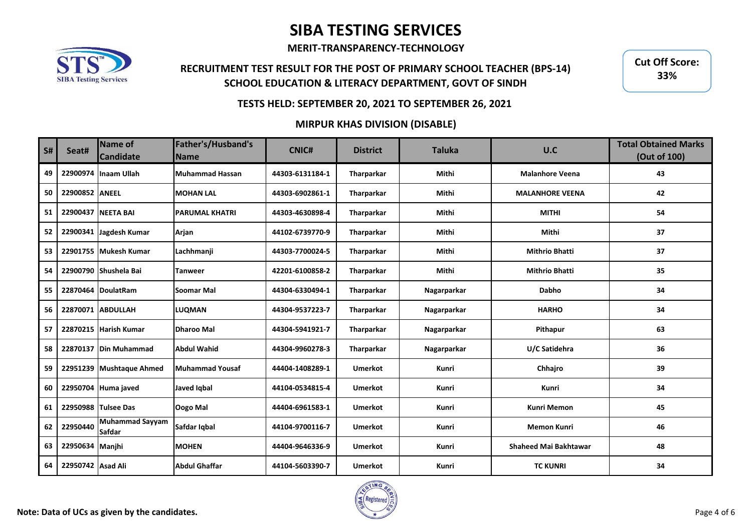# SIBA TESTING SERVICES

**MERIT-TRANSPARENCY-TECHNOLOGY**

**RECRUITMENT TEST RESULT FOR THE POST OF PRIMARY SCHOOL TEACHER (BPS-14)**
**SCHOOL EDUCATION & LITERACY DEPARTMENT, GOVT OF SINDH**

**Cut Off Score: 33%**

**TESTS HELD: SEPTEMBER 20, 2021 TO SEPTEMBER 26, 2021**

**MIRPUR KHAS DIVISION (DISABLE)**

| S# | Seat# | Name of Candidate | Father's/Husband's Name | CNIC# | District | Taluka | U.C | Total Obtained Marks (Out of 100) |
|---|---|---|---|---|---|---|---|---|
| 49 | 22900974 | Inaam Ullah | Muhammad Hassan | 44303-6131184-1 | Tharparkar | Mithi | Malanhore Veena | 43 |
| 50 | 22900852 | ANEEL | MOHAN LAL | 44303-6902861-1 | Tharparkar | Mithi | MALANHORE VEENA | 42 |
| 51 | 22900437 | NEETA BAI | PARUMAL KHATRI | 44303-4630898-4 | Tharparkar | Mithi | MITHI | 54 |
| 52 | 22900341 | Jagdesh Kumar | Arjan | 44102-6739770-9 | Tharparkar | Mithi | Mithi | 37 |
| 53 | 22901755 | Mukesh Kumar | Lachhmanji | 44303-7700024-5 | Tharparkar | Mithi | Mithrio Bhatti | 37 |
| 54 | 22900790 | Shushela Bai | Tanweer | 42201-6100858-2 | Tharparkar | Mithi | Mithrio Bhatti | 35 |
| 55 | 22870464 | DoulatRam | Soomar Mal | 44304-6330494-1 | Tharparkar | Nagarparkar | Dabho | 34 |
| 56 | 22870071 | ABDULLAH | LUQMAN | 44304-9537223-7 | Tharparkar | Nagarparkar | HARHO | 34 |
| 57 | 22870215 | Harish Kumar | Dharoo Mal | 44304-5941921-7 | Tharparkar | Nagarparkar | Pithapur | 63 |
| 58 | 22870137 | Din Muhammad | Abdul Wahid | 44304-9960278-3 | Tharparkar | Nagarparkar | U/C Satidehra | 36 |
| 59 | 22951239 | Mushtaque Ahmed | Muhammad Yousaf | 44404-1408289-1 | Umerkot | Kunri | Chhajro | 39 |
| 60 | 22950704 | Huma javed | Javed Iqbal | 44104-0534815-4 | Umerkot | Kunri | Kunri | 34 |
| 61 | 22950988 | Tulsee Das | Oogo Mal | 44404-6961583-1 | Umerkot | Kunri | Kunri Memon | 45 |
| 62 | 22950440 | Muhammad Sayyam Safdar | Safdar Iqbal | 44104-9700116-7 | Umerkot | Kunri | Memon Kunri | 46 |
| 63 | 22950634 | Manjhi | MOHEN | 44404-9646336-9 | Umerkot | Kunri | Shaheed Mai Bakhtawar | 48 |
| 64 | 22950742 | Asad Ali | Abdul Ghaffar | 44104-5603390-7 | Umerkot | Kunri | TC KUNRI | 34 |

**Note: Data of UCs as given by the candidates.**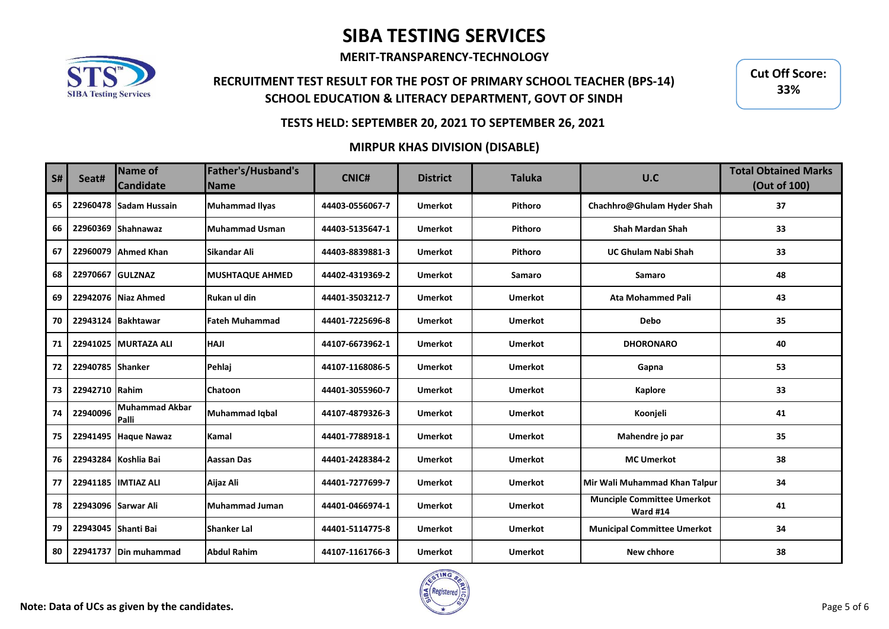# SIBA TESTING SERVICES

**MERIT-TRANSPARENCY-TECHNOLOGY**

**RECRUITMENT TEST RESULT FOR THE POST OF PRIMARY SCHOOL TEACHER (BPS-14)**
**SCHOOL EDUCATION & LITERACY DEPARTMENT, GOVT OF SINDH**

**Cut Off Score: 33%**

**TESTS HELD: SEPTEMBER 20, 2021 TO SEPTEMBER 26, 2021**

**MIRPUR KHAS DIVISION (DISABLE)**

| S# | Seat# | Name of Candidate | Father's/Husband's Name | CNIC# | District | Taluka | U.C | Total Obtained Marks (Out of 100) |
|---|---|---|---|---|---|---|---|---|
| 65 | 22960478 | Sadam Hussain | Muhammad Ilyas | 44403-0556067-7 | Umerkot | Pithoro | Chachhro@Ghulam Hyder Shah | 37 |
| 66 | 22960369 | Shahnawaz | Muhammad Usman | 44403-5135647-1 | Umerkot | Pithoro | Shah Mardan Shah | 33 |
| 67 | 22960079 | Ahmed Khan | Sikandar Ali | 44403-8839881-3 | Umerkot | Pithoro | UC Ghulam Nabi Shah | 33 |
| 68 | 22970667 | GULZNAZ | MUSHTAQUE AHMED | 44402-4319369-2 | Umerkot | Samaro | Samaro | 48 |
| 69 | 22942076 | Niaz Ahmed | Rukan ul din | 44401-3503212-7 | Umerkot | Umerkot | Ata Mohammed Pali | 43 |
| 70 | 22943124 | Bakhtawar | Fateh Muhammad | 44401-7225696-8 | Umerkot | Umerkot | Debo | 35 |
| 71 | 22941025 | MURTAZA ALI | HAJI | 44107-6673962-1 | Umerkot | Umerkot | DHORONARO | 40 |
| 72 | 22940785 | Shanker | Pehlaj | 44107-1168086-5 | Umerkot | Umerkot | Gapna | 53 |
| 73 | 22942710 | Rahim | Chatoon | 44401-3055960-7 | Umerkot | Umerkot | Kaplore | 33 |
| 74 | 22940096 | Muhammad Akbar Palli | Muhammad Iqbal | 44107-4879326-3 | Umerkot | Umerkot | Koonjeli | 41 |
| 75 | 22941495 | Haque Nawaz | Kamal | 44401-7788918-1 | Umerkot | Umerkot | Mahendre jo par | 35 |
| 76 | 22943284 | Koshlia Bai | Aassan Das | 44401-2428384-2 | Umerkot | Umerkot | MC Umerkot | 38 |
| 77 | 22941185 | IMTIAZ ALI | Aijaz Ali | 44401-7277699-7 | Umerkot | Umerkot | Mir Wali Muhammad Khan Talpur | 34 |
| 78 | 22943096 | Sarwar Ali | Muhammad Juman | 44401-0466974-1 | Umerkot | Umerkot | Munciple Committee Umerkot Ward #14 | 41 |
| 79 | 22943045 | Shanti Bai | Shanker Lal | 44401-5114775-8 | Umerkot | Umerkot | Municipal Committee Umerkot | 34 |
| 80 | 22941737 | Din muhammad | Abdul Rahim | 44107-1161766-3 | Umerkot | Umerkot | New chhore | 38 |

**Note: Data of UCs as given by the candidates.**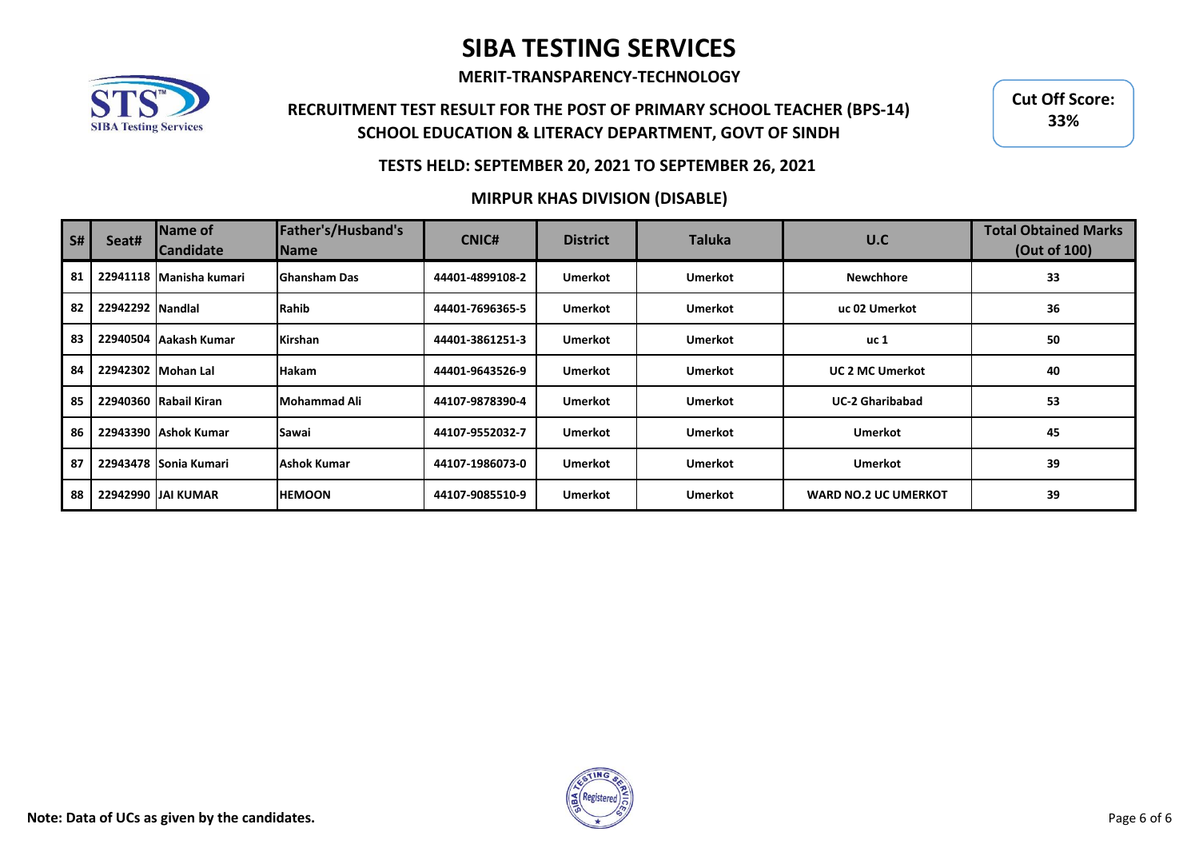# SIBA TESTING SERVICES

**MERIT-TRANSPARENCY-TECHNOLOGY**

**RECRUITMENT TEST RESULT FOR THE POST OF PRIMARY SCHOOL TEACHER (BPS-14)**
**SCHOOL EDUCATION & LITERACY DEPARTMENT, GOVT OF SINDH**

**Cut Off Score: 33%**

**TESTS HELD: SEPTEMBER 20, 2021 TO SEPTEMBER 26, 2021**

**MIRPUR KHAS DIVISION (DISABLE)**

| S# | Seat# | Name of Candidate | Father's/Husband's Name | CNIC# | District | Taluka | U.C | Total Obtained Marks (Out of 100) |
|---|---|---|---|---|---|---|---|---|
| 81 | 22941118 | Manisha kumari | Ghansham Das | 44401-4899108-2 | Umerkot | Umerkot | Newchhore | 33 |
| 82 | 22942292 | Nandlal | Rahib | 44401-7696365-5 | Umerkot | Umerkot | uc 02 Umerkot | 36 |
| 83 | 22940504 | Aakash Kumar | Kirshan | 44401-3861251-3 | Umerkot | Umerkot | uc 1 | 50 |
| 84 | 22942302 | Mohan Lal | Hakam | 44401-9643526-9 | Umerkot | Umerkot | UC 2 MC Umerkot | 40 |
| 85 | 22940360 | Rabail Kiran | Mohammad Ali | 44107-9878390-4 | Umerkot | Umerkot | UC-2 Gharibabad | 53 |
| 86 | 22943390 | Ashok Kumar | Sawai | 44107-9552032-7 | Umerkot | Umerkot | Umerkot | 45 |
| 87 | 22943478 | Sonia Kumari | Ashok Kumar | 44107-1986073-0 | Umerkot | Umerkot | Umerkot | 39 |
| 88 | 22942990 | JAI KUMAR | HEMOON | 44107-9085510-9 | Umerkot | Umerkot | WARD NO.2 UC UMERKOT | 39 |

**Note: Data of UCs as given by the candidates.**